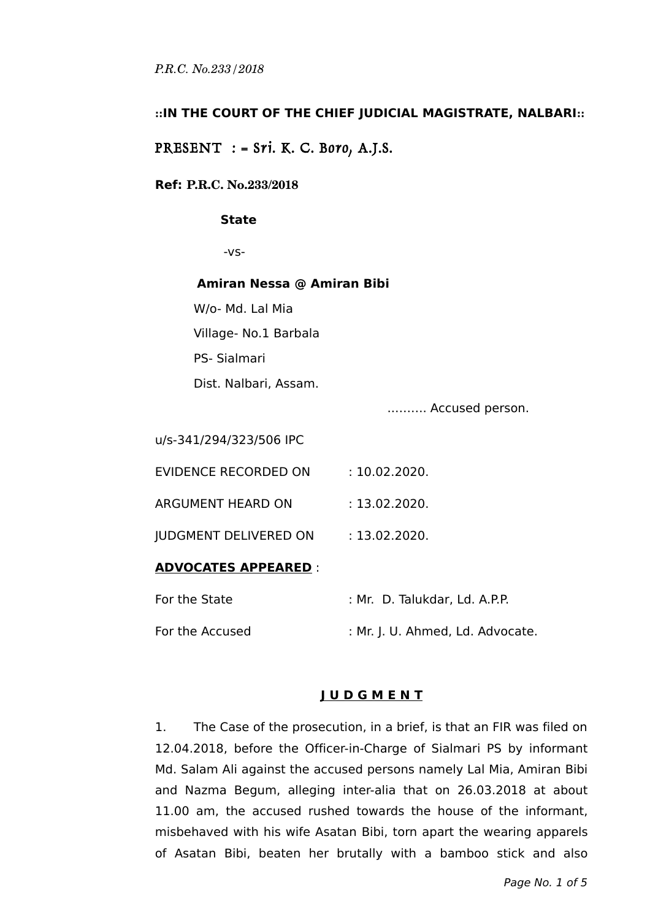*P.R.C. No.233/2018*

**::IN THE COURT OF THE CHIEF JUDICIAL MAGISTRATE, NALBARI::**

PRESENT : = Sri. K. C. Boro, A.J.S.

**Ref: P.R.C. No.233/2018**

**State**

-vs-

**Amiran Nessa @ Amiran Bibi**
W/o- Md. Lal Mia
Village- No.1 Barbala
PS- Sialmari
Dist. Nalbari, Assam.

………. Accused person.

u/s-341/294/323/506 IPC

EVIDENCE RECORDED ON : 10.02.2020.

ARGUMENT HEARD ON : 13.02.2020.

JUDGMENT DELIVERED ON : 13.02.2020.

**ADVOCATES APPEARED** :

For the State : Mr. D. Talukdar, Ld. A.P.P.

For the Accused : Mr. J. U. Ahmed, Ld. Advocate.

## J U D G M E N T

1. The Case of the prosecution, in a brief, is that an FIR was filed on 12.04.2018, before the Officer-in-Charge of Sialmari PS by informant Md. Salam Ali against the accused persons namely Lal Mia, Amiran Bibi and Nazma Begum, alleging inter-alia that on 26.03.2018 at about 11.00 am, the accused rushed towards the house of the informant, misbehaved with his wife Asatan Bibi, torn apart the wearing apparels of Asatan Bibi, beaten her brutally with a bamboo stick and also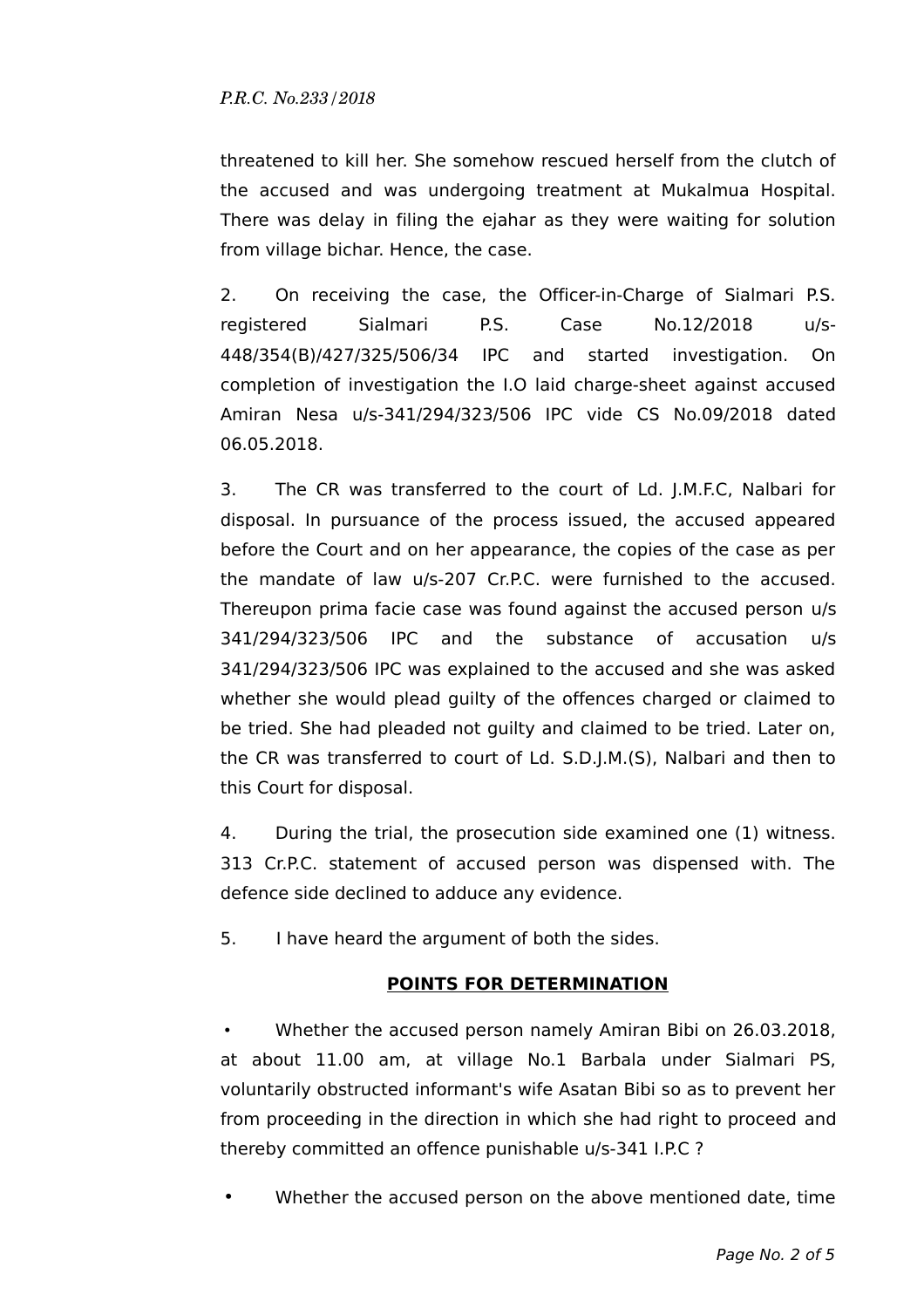threatened to kill her. She somehow rescued herself from the clutch of the accused and was undergoing treatment at Mukalmua Hospital. There was delay in filing the ejahar as they were waiting for solution from village bichar. Hence, the case.

2. On receiving the case, the Officer-in-Charge of Sialmari P.S. registered Sialmari P.S. Case No.12/2018 u/s-448/354(B)/427/325/506/34 IPC and started investigation. On completion of investigation the I.O laid charge-sheet against accused Amiran Nesa u/s-341/294/323/506 IPC vide CS No.09/2018 dated 06.05.2018.

3. The CR was transferred to the court of Ld. J.M.F.C, Nalbari for disposal. In pursuance of the process issued, the accused appeared before the Court and on her appearance, the copies of the case as per the mandate of law u/s-207 Cr.P.C. were furnished to the accused. Thereupon prima facie case was found against the accused person u/s 341/294/323/506 IPC and the substance of accusation u/s 341/294/323/506 IPC was explained to the accused and she was asked whether she would plead guilty of the offences charged or claimed to be tried. She had pleaded not guilty and claimed to be tried. Later on, the CR was transferred to court of Ld. S.D.J.M.(S), Nalbari and then to this Court for disposal.

4. During the trial, the prosecution side examined one (1) witness. 313 Cr.P.C. statement of accused person was dispensed with. The defence side declined to adduce any evidence.

5. I have heard the argument of both the sides.

## **POINTS FOR DETERMINATION**

- Whether the accused person namely Amiran Bibi on 26.03.2018, at about 11.00 am, at village No.1 Barbala under Sialmari PS, voluntarily obstructed informant's wife Asatan Bibi so as to prevent her from proceeding in the direction in which she had right to proceed and thereby committed an offence punishable u/s-341 I.P.C ?

- Whether the accused person on the above mentioned date, time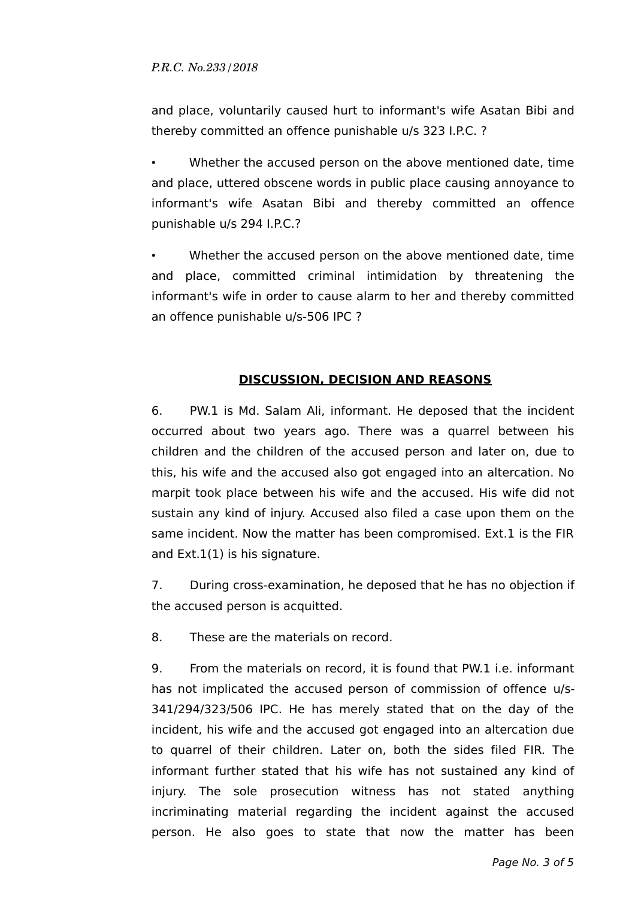and place, voluntarily caused hurt to informant's wife Asatan Bibi and thereby committed an offence punishable u/s 323 I.P.C. ?

- Whether the accused person on the above mentioned date, time and place, uttered obscene words in public place causing annoyance to informant's wife Asatan Bibi and thereby committed an offence punishable u/s 294 I.P.C.?

- Whether the accused person on the above mentioned date, time and place, committed criminal intimidation by threatening the informant's wife in order to cause alarm to her and thereby committed an offence punishable u/s-506 IPC ?

## DISCUSSION, DECISION AND REASONS

6. PW.1 is Md. Salam Ali, informant. He deposed that the incident occurred about two years ago. There was a quarrel between his children and the children of the accused person and later on, due to this, his wife and the accused also got engaged into an altercation. No marpit took place between his wife and the accused. His wife did not sustain any kind of injury. Accused also filed a case upon them on the same incident. Now the matter has been compromised. Ext.1 is the FIR and Ext.1(1) is his signature.

7. During cross-examination, he deposed that he has no objection if the accused person is acquitted.

8. These are the materials on record.

9. From the materials on record, it is found that PW.1 i.e. informant has not implicated the accused person of commission of offence u/s-341/294/323/506 IPC. He has merely stated that on the day of the incident, his wife and the accused got engaged into an altercation due to quarrel of their children. Later on, both the sides filed FIR. The informant further stated that his wife has not sustained any kind of injury. The sole prosecution witness has not stated anything incriminating material regarding the incident against the accused person. He also goes to state that now the matter has been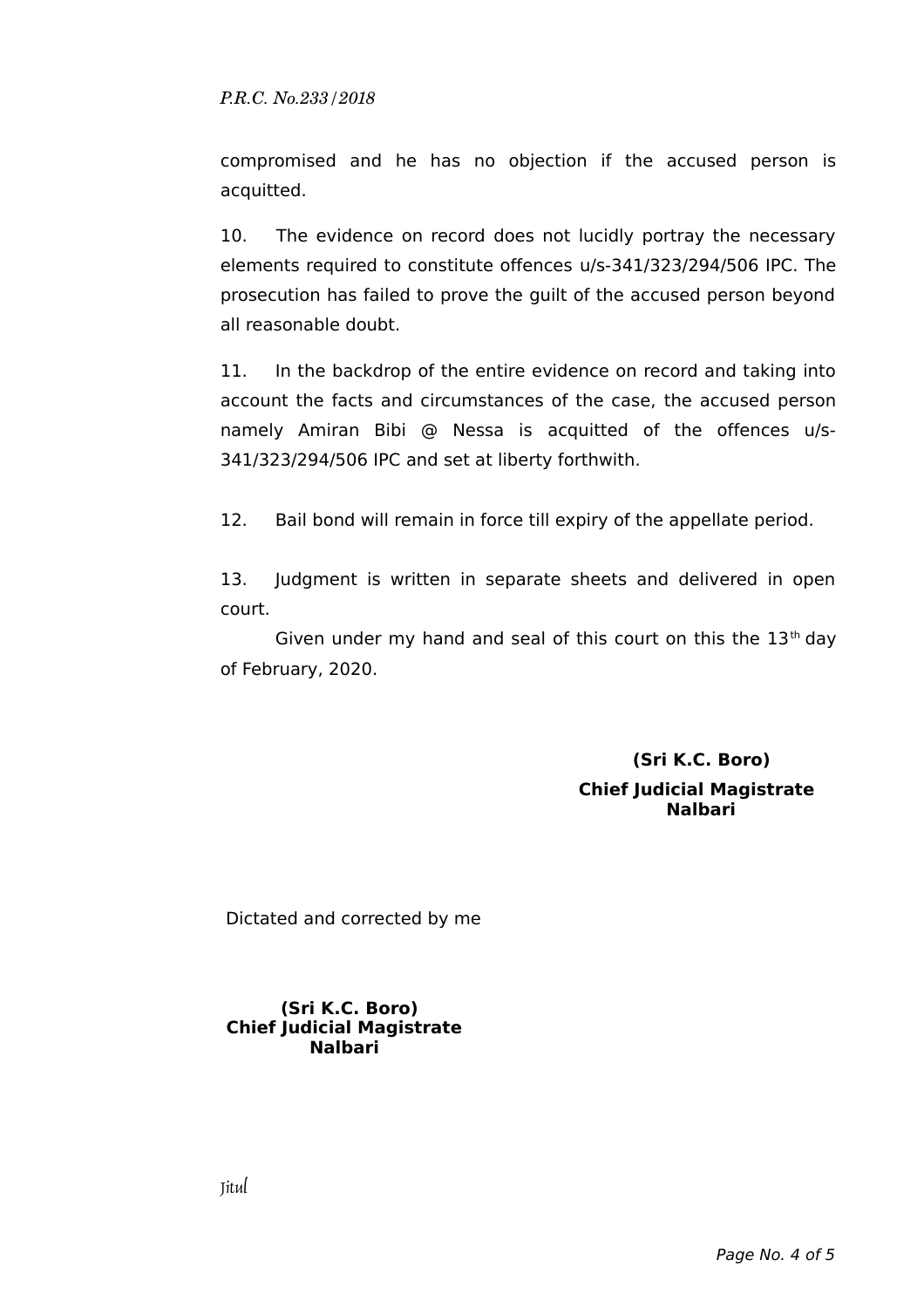compromised and he has no objection if the accused person is acquitted.

10. The evidence on record does not lucidly portray the necessary elements required to constitute offences u/s-341/323/294/506 IPC. The prosecution has failed to prove the guilt of the accused person beyond all reasonable doubt.

11. In the backdrop of the entire evidence on record and taking into account the facts and circumstances of the case, the accused person namely Amiran Bibi @ Nessa is acquitted of the offences u/s-341/323/294/506 IPC and set at liberty forthwith.

12. Bail bond will remain in force till expiry of the appellate period.

13. Judgment is written in separate sheets and delivered in open court.

Given under my hand and seal of this court on this the 13th day of February, 2020.

**(Sri K.C. Boro)**
**Chief Judicial Magistrate**
**Nalbari**

Dictated and corrected by me

**(Sri K.C. Boro)**
**Chief Judicial Magistrate**
**Nalbari**

Jitul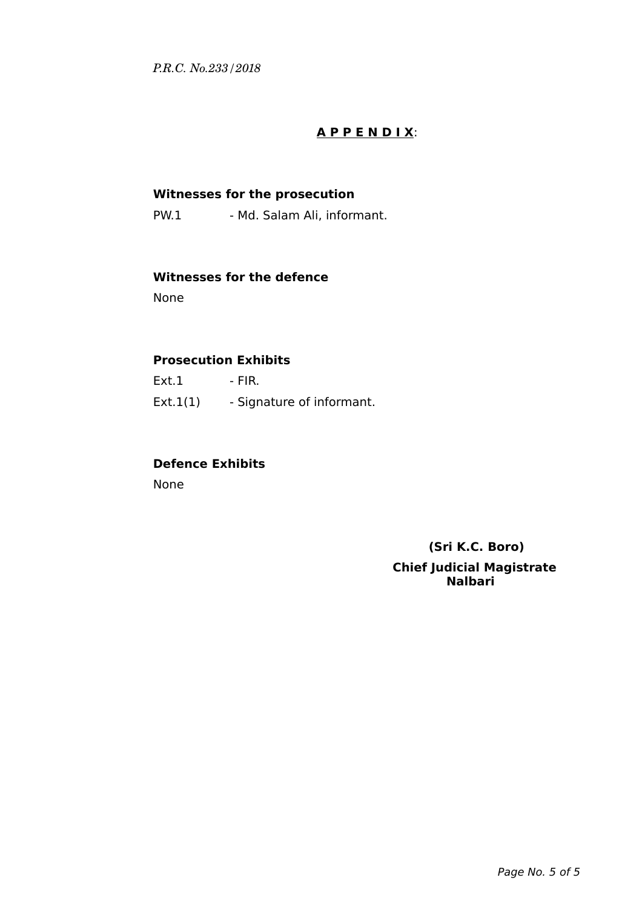## **A P P E N D I X**:

**Witnesses for the prosecution**

PW.1 - Md. Salam Ali, informant.

**Witnesses for the defence**

None

**Prosecution Exhibits**

Ext.1 - FIR.

Ext.1(1) - Signature of informant.

**Defence Exhibits**

None

**(Sri K.C. Boro)**
**Chief Judicial Magistrate**
**Nalbari**